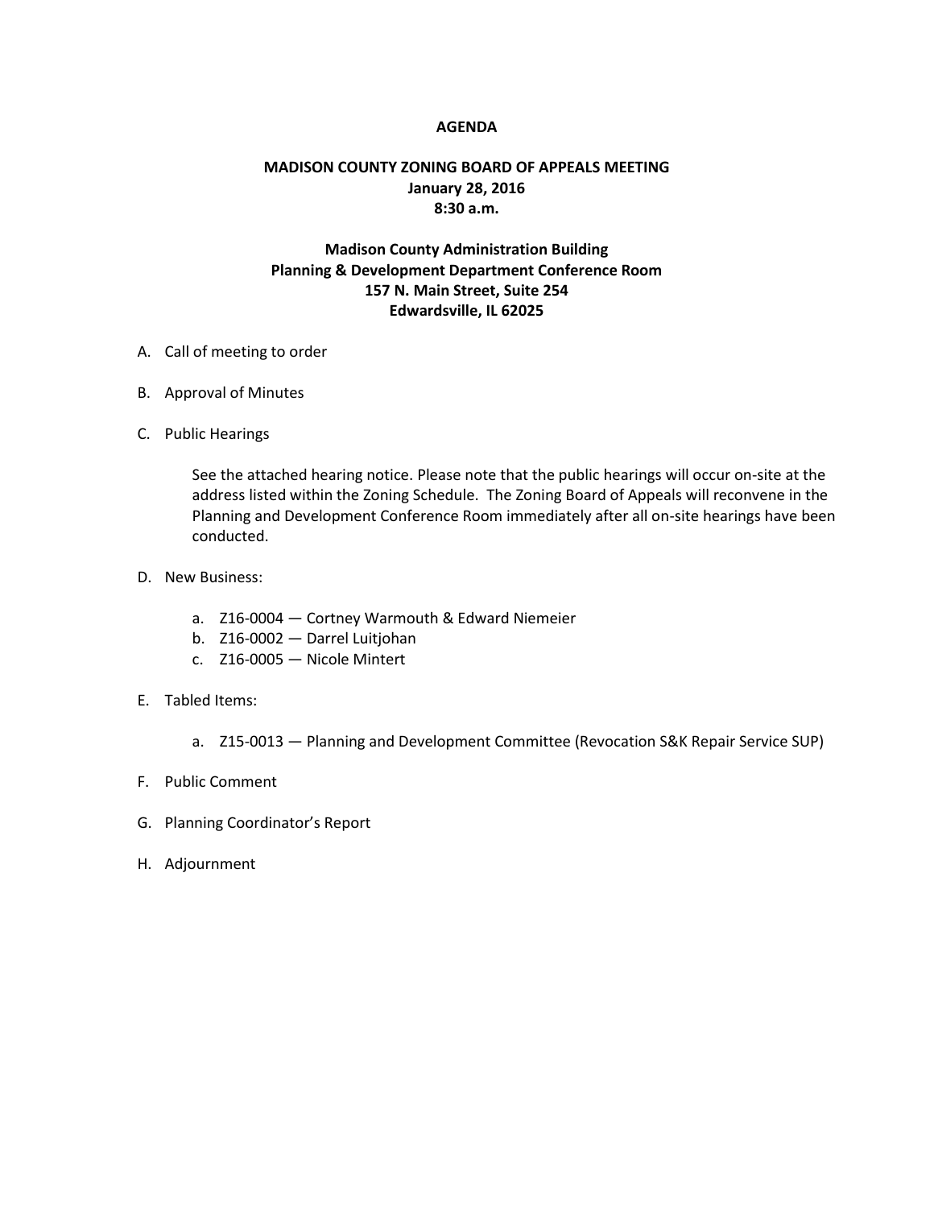# AGENDA

## MADISON COUNTY ZONING BOARD OF APPEALS MEETING
**January 28, 2016**
**8:30 a.m.**

**Madison County Administration Building**
**Planning & Development Department Conference Room**
**157 N. Main Street, Suite 254**
**Edwardsville, IL 62025**

A. Call of meeting to order

B. Approval of Minutes

C. Public Hearings

   See the attached hearing notice. Please note that the public hearings will occur on-site at the address listed within the Zoning Schedule. The Zoning Board of Appeals will reconvene in the Planning and Development Conference Room immediately after all on-site hearings have been conducted.

D. New Business:

   a. Z16-0004 — Cortney Warmouth & Edward Niemeier
   b. Z16-0002 — Darrel Luitjohan
   c. Z16-0005 — Nicole Mintert

E. Tabled Items:

   a. Z15-0013 — Planning and Development Committee (Revocation S&K Repair Service SUP)

F. Public Comment

G. Planning Coordinator's Report

H. Adjournment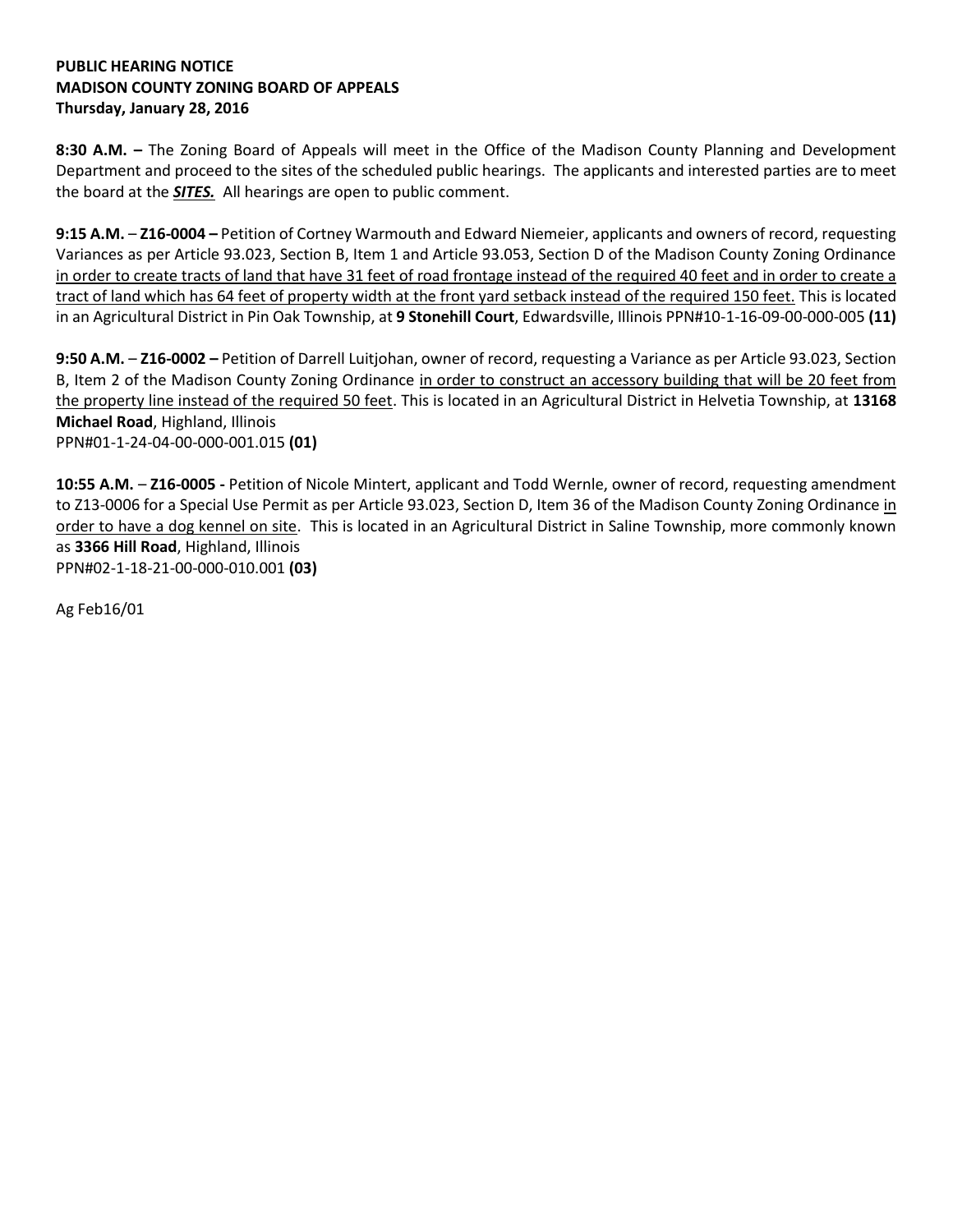**PUBLIC HEARING NOTICE**
**MADISON COUNTY ZONING BOARD OF APPEALS**
**Thursday, January 28, 2016**

**8:30 A.M. –** The Zoning Board of Appeals will meet in the Office of the Madison County Planning and Development Department and proceed to the sites of the scheduled public hearings. The applicants and interested parties are to meet the board at the ***SITES.*** All hearings are open to public comment.

**9:15 A.M.** – **Z16-0004 –** Petition of Cortney Warmouth and Edward Niemeier, applicants and owners of record, requesting Variances as per Article 93.023, Section B, Item 1 and Article 93.053, Section D of the Madison County Zoning Ordinance in order to create tracts of land that have 31 feet of road frontage instead of the required 40 feet and in order to create a tract of land which has 64 feet of property width at the front yard setback instead of the required 150 feet. This is located in an Agricultural District in Pin Oak Township, at **9 Stonehill Court**, Edwardsville, Illinois PPN#10-1-16-09-00-000-005 **(11)**

**9:50 A.M.** – **Z16-0002 –** Petition of Darrell Luitjohan, owner of record, requesting a Variance as per Article 93.023, Section B, Item 2 of the Madison County Zoning Ordinance in order to construct an accessory building that will be 20 feet from the property line instead of the required 50 feet. This is located in an Agricultural District in Helvetia Township, at **13168 Michael Road**, Highland, Illinois
PPN#01-1-24-04-00-000-001.015 **(01)**

**10:55 A.M.** – **Z16-0005 -** Petition of Nicole Mintert, applicant and Todd Wernle, owner of record, requesting amendment to Z13-0006 for a Special Use Permit as per Article 93.023, Section D, Item 36 of the Madison County Zoning Ordinance in order to have a dog kennel on site. This is located in an Agricultural District in Saline Township, more commonly known as **3366 Hill Road**, Highland, Illinois
PPN#02-1-18-21-00-000-010.001 **(03)**

Ag Feb16/01